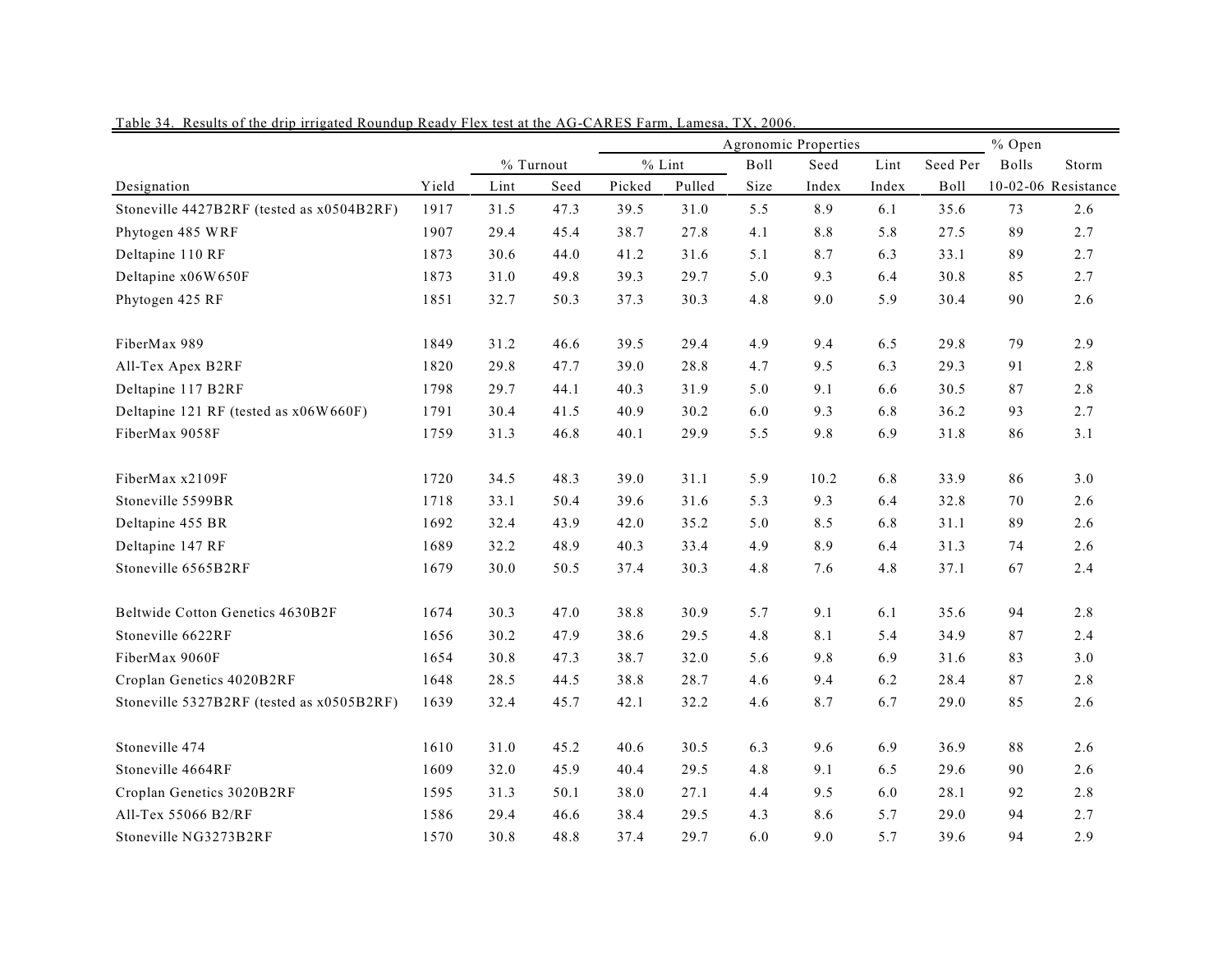Table 34. Results of the drip irrigated Roundup Ready Flex test at the AG-CARES Farm, Lamesa, TX, 2006.

| | | | | Agronomic Properties | | | | | | % Open | |
|---|---|---|---|---|---|---|---|---|---|---|---|
| | | % Turnout | | % Lint | | Boll | Seed | Lint | Seed Per | Bolls | Storm |
| Designation | Yield | Lint | Seed | Picked | Pulled | Size | Index | Index | Boll | 10-02-06 | Resistance |
| Stoneville 4427B2RF (tested as x0504B2RF) | 1917 | 31.5 | 47.3 | 39.5 | 31.0 | 5.5 | 8.9 | 6.1 | 35.6 | 73 | 2.6 |
| Phytogen 485 WRF | 1907 | 29.4 | 45.4 | 38.7 | 27.8 | 4.1 | 8.8 | 5.8 | 27.5 | 89 | 2.7 |
| Deltapine 110 RF | 1873 | 30.6 | 44.0 | 41.2 | 31.6 | 5.1 | 8.7 | 6.3 | 33.1 | 89 | 2.7 |
| Deltapine x06W650F | 1873 | 31.0 | 49.8 | 39.3 | 29.7 | 5.0 | 9.3 | 6.4 | 30.8 | 85 | 2.7 |
| Phytogen 425 RF | 1851 | 32.7 | 50.3 | 37.3 | 30.3 | 4.8 | 9.0 | 5.9 | 30.4 | 90 | 2.6 |
| FiberMax 989 | 1849 | 31.2 | 46.6 | 39.5 | 29.4 | 4.9 | 9.4 | 6.5 | 29.8 | 79 | 2.9 |
| All-Tex Apex B2RF | 1820 | 29.8 | 47.7 | 39.0 | 28.8 | 4.7 | 9.5 | 6.3 | 29.3 | 91 | 2.8 |
| Deltapine 117 B2RF | 1798 | 29.7 | 44.1 | 40.3 | 31.9 | 5.0 | 9.1 | 6.6 | 30.5 | 87 | 2.8 |
| Deltapine 121 RF (tested as x06W660F) | 1791 | 30.4 | 41.5 | 40.9 | 30.2 | 6.0 | 9.3 | 6.8 | 36.2 | 93 | 2.7 |
| FiberMax 9058F | 1759 | 31.3 | 46.8 | 40.1 | 29.9 | 5.5 | 9.8 | 6.9 | 31.8 | 86 | 3.1 |
| FiberMax x2109F | 1720 | 34.5 | 48.3 | 39.0 | 31.1 | 5.9 | 10.2 | 6.8 | 33.9 | 86 | 3.0 |
| Stoneville 5599BR | 1718 | 33.1 | 50.4 | 39.6 | 31.6 | 5.3 | 9.3 | 6.4 | 32.8 | 70 | 2.6 |
| Deltapine 455 BR | 1692 | 32.4 | 43.9 | 42.0 | 35.2 | 5.0 | 8.5 | 6.8 | 31.1 | 89 | 2.6 |
| Deltapine 147 RF | 1689 | 32.2 | 48.9 | 40.3 | 33.4 | 4.9 | 8.9 | 6.4 | 31.3 | 74 | 2.6 |
| Stoneville 6565B2RF | 1679 | 30.0 | 50.5 | 37.4 | 30.3 | 4.8 | 7.6 | 4.8 | 37.1 | 67 | 2.4 |
| Beltwide Cotton Genetics 4630B2F | 1674 | 30.3 | 47.0 | 38.8 | 30.9 | 5.7 | 9.1 | 6.1 | 35.6 | 94 | 2.8 |
| Stoneville 6622RF | 1656 | 30.2 | 47.9 | 38.6 | 29.5 | 4.8 | 8.1 | 5.4 | 34.9 | 87 | 2.4 |
| FiberMax 9060F | 1654 | 30.8 | 47.3 | 38.7 | 32.0 | 5.6 | 9.8 | 6.9 | 31.6 | 83 | 3.0 |
| Croplan Genetics 4020B2RF | 1648 | 28.5 | 44.5 | 38.8 | 28.7 | 4.6 | 9.4 | 6.2 | 28.4 | 87 | 2.8 |
| Stoneville 5327B2RF (tested as x0505B2RF) | 1639 | 32.4 | 45.7 | 42.1 | 32.2 | 4.6 | 8.7 | 6.7 | 29.0 | 85 | 2.6 |
| Stoneville 474 | 1610 | 31.0 | 45.2 | 40.6 | 30.5 | 6.3 | 9.6 | 6.9 | 36.9 | 88 | 2.6 |
| Stoneville 4664RF | 1609 | 32.0 | 45.9 | 40.4 | 29.5 | 4.8 | 9.1 | 6.5 | 29.6 | 90 | 2.6 |
| Croplan Genetics 3020B2RF | 1595 | 31.3 | 50.1 | 38.0 | 27.1 | 4.4 | 9.5 | 6.0 | 28.1 | 92 | 2.8 |
| All-Tex 55066 B2/RF | 1586 | 29.4 | 46.6 | 38.4 | 29.5 | 4.3 | 8.6 | 5.7 | 29.0 | 94 | 2.7 |
| Stoneville NG3273B2RF | 1570 | 30.8 | 48.8 | 37.4 | 29.7 | 6.0 | 9.0 | 5.7 | 39.6 | 94 | 2.9 |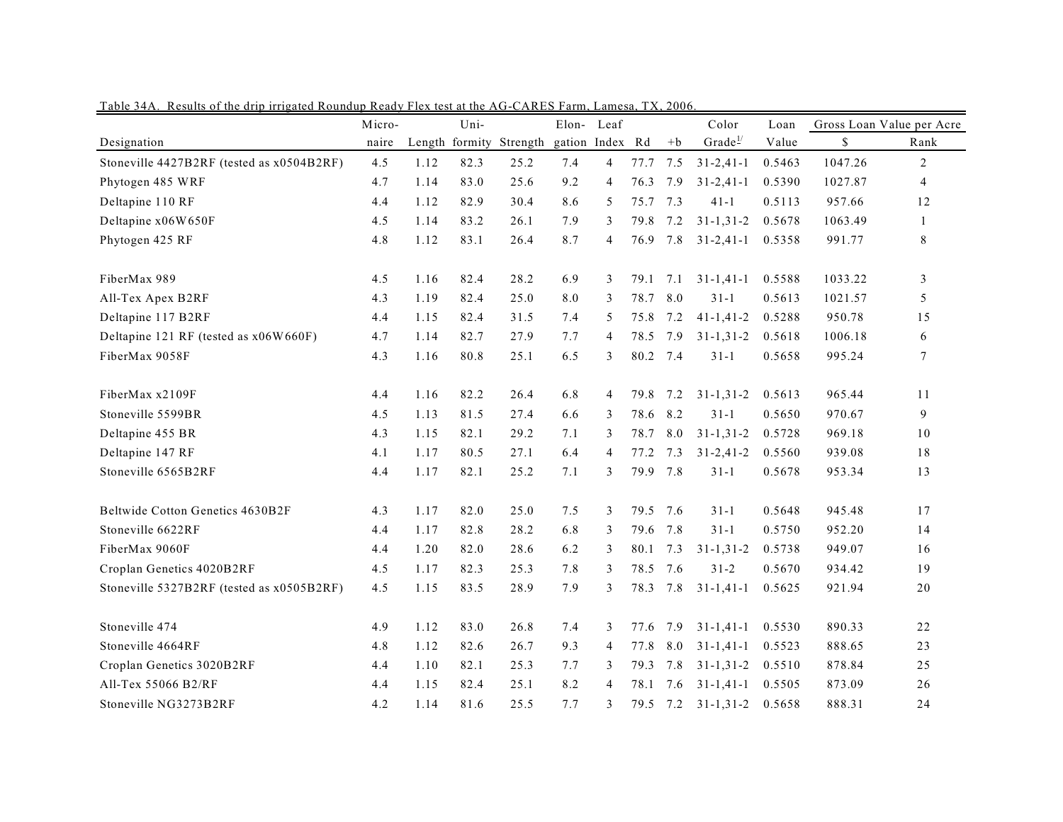Table 34A. Results of the drip irrigated Roundup Ready Flex test at the AG-CARES Farm, Lamesa, TX, 2006.

| Designation | Micro-naire | Length | Uni-formity | Strength | Elon-gation | Leaf Index | Rd | +b | Color Grade[1/] | Loan Value | Gross Loan Value per Acre | |
|---|---|---|---|---|---|---|---|---|---|---|---|---|
| | | | | | | | | | | | $ | Rank |
| Stoneville 4427B2RF (tested as x0504B2RF) | 4.5 | 1.12 | 82.3 | 25.2 | 7.4 | 4 | 77.7 | 7.5 | 31-2,41-1 | 0.5463 | 1047.26 | 2 |
| Phytogen 485 WRF | 4.7 | 1.14 | 83.0 | 25.6 | 9.2 | 4 | 76.3 | 7.9 | 31-2,41-1 | 0.5390 | 1027.87 | 4 |
| Deltapine 110 RF | 4.4 | 1.12 | 82.9 | 30.4 | 8.6 | 5 | 75.7 | 7.3 | 41-1 | 0.5113 | 957.66 | 12 |
| Deltapine x06W650F | 4.5 | 1.14 | 83.2 | 26.1 | 7.9 | 3 | 79.8 | 7.2 | 31-1,31-2 | 0.5678 | 1063.49 | 1 |
| Phytogen 425 RF | 4.8 | 1.12 | 83.1 | 26.4 | 8.7 | 4 | 76.9 | 7.8 | 31-2,41-1 | 0.5358 | 991.77 | 8 |
| FiberMax 989 | 4.5 | 1.16 | 82.4 | 28.2 | 6.9 | 3 | 79.1 | 7.1 | 31-1,41-1 | 0.5588 | 1033.22 | 3 |
| All-Tex Apex B2RF | 4.3 | 1.19 | 82.4 | 25.0 | 8.0 | 3 | 78.7 | 8.0 | 31-1 | 0.5613 | 1021.57 | 5 |
| Deltapine 117 B2RF | 4.4 | 1.15 | 82.4 | 31.5 | 7.4 | 5 | 75.8 | 7.2 | 41-1,41-2 | 0.5288 | 950.78 | 15 |
| Deltapine 121 RF (tested as x06W660F) | 4.7 | 1.14 | 82.7 | 27.9 | 7.7 | 4 | 78.5 | 7.9 | 31-1,31-2 | 0.5618 | 1006.18 | 6 |
| FiberMax 9058F | 4.3 | 1.16 | 80.8 | 25.1 | 6.5 | 3 | 80.2 | 7.4 | 31-1 | 0.5658 | 995.24 | 7 |
| FiberMax x2109F | 4.4 | 1.16 | 82.2 | 26.4 | 6.8 | 4 | 79.8 | 7.2 | 31-1,31-2 | 0.5613 | 965.44 | 11 |
| Stoneville 5599BR | 4.5 | 1.13 | 81.5 | 27.4 | 6.6 | 3 | 78.6 | 8.2 | 31-1 | 0.5650 | 970.67 | 9 |
| Deltapine 455 BR | 4.3 | 1.15 | 82.1 | 29.2 | 7.1 | 3 | 78.7 | 8.0 | 31-1,31-2 | 0.5728 | 969.18 | 10 |
| Deltapine 147 RF | 4.1 | 1.17 | 80.5 | 27.1 | 6.4 | 4 | 77.2 | 7.3 | 31-2,41-2 | 0.5560 | 939.08 | 18 |
| Stoneville 6565B2RF | 4.4 | 1.17 | 82.1 | 25.2 | 7.1 | 3 | 79.9 | 7.8 | 31-1 | 0.5678 | 953.34 | 13 |
| Beltwide Cotton Genetics 4630B2F | 4.3 | 1.17 | 82.0 | 25.0 | 7.5 | 3 | 79.5 | 7.6 | 31-1 | 0.5648 | 945.48 | 17 |
| Stoneville 6622RF | 4.4 | 1.17 | 82.8 | 28.2 | 6.8 | 3 | 79.6 | 7.8 | 31-1 | 0.5750 | 952.20 | 14 |
| FiberMax 9060F | 4.4 | 1.20 | 82.0 | 28.6 | 6.2 | 3 | 80.1 | 7.3 | 31-1,31-2 | 0.5738 | 949.07 | 16 |
| Croplan Genetics 4020B2RF | 4.5 | 1.17 | 82.3 | 25.3 | 7.8 | 3 | 78.5 | 7.6 | 31-2 | 0.5670 | 934.42 | 19 |
| Stoneville 5327B2RF (tested as x0505B2RF) | 4.5 | 1.15 | 83.5 | 28.9 | 7.9 | 3 | 78.3 | 7.8 | 31-1,41-1 | 0.5625 | 921.94 | 20 |
| Stoneville 474 | 4.9 | 1.12 | 83.0 | 26.8 | 7.4 | 3 | 77.6 | 7.9 | 31-1,41-1 | 0.5530 | 890.33 | 22 |
| Stoneville 4664RF | 4.8 | 1.12 | 82.6 | 26.7 | 9.3 | 4 | 77.8 | 8.0 | 31-1,41-1 | 0.5523 | 888.65 | 23 |
| Croplan Genetics 3020B2RF | 4.4 | 1.10 | 82.1 | 25.3 | 7.7 | 3 | 79.3 | 7.8 | 31-1,31-2 | 0.5510 | 878.84 | 25 |
| All-Tex 55066 B2/RF | 4.4 | 1.15 | 82.4 | 25.1 | 8.2 | 4 | 78.1 | 7.6 | 31-1,41-1 | 0.5505 | 873.09 | 26 |
| Stoneville NG3273B2RF | 4.2 | 1.14 | 81.6 | 25.5 | 7.7 | 3 | 79.5 | 7.2 | 31-1,31-2 | 0.5658 | 888.31 | 24 |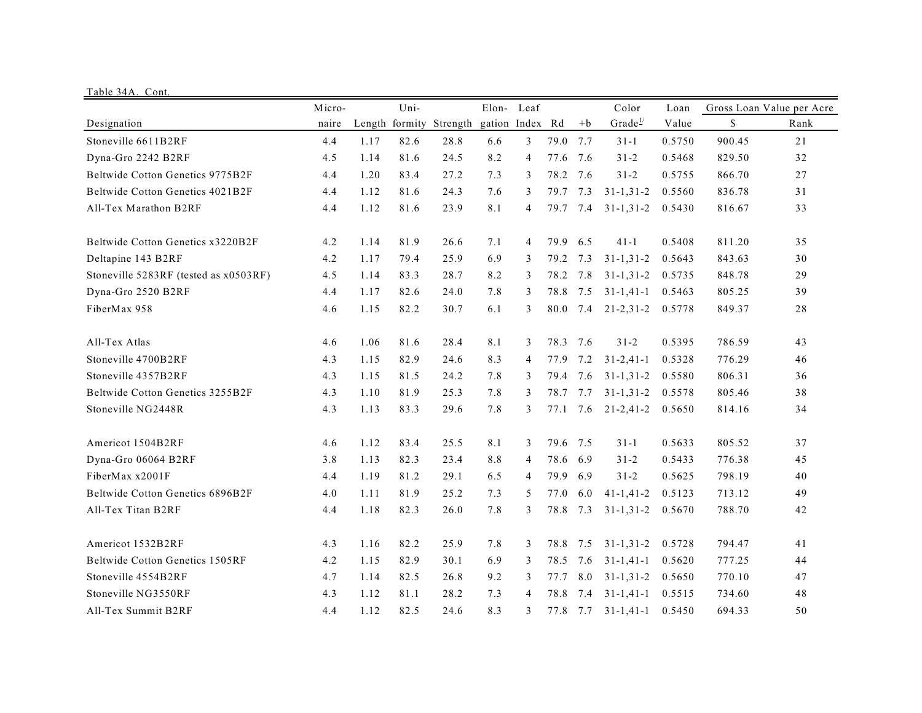Table 34A. Cont.

| Designation | Micro-naire | Length | Uni-formity | Strength | Elon-gation | Leaf Index | Rd | +b | Color Grade[1/] | Loan Value | Gross Loan Value per Acre $ | Rank |
|---|---|---|---|---|---|---|---|---|---|---|---|---|
| Stoneville 6611B2RF | 4.4 | 1.17 | 82.6 | 28.8 | 6.6 | 3 | 79.0 | 7.7 | 31-1 | 0.5750 | 900.45 | 21 |
| Dyna-Gro 2242 B2RF | 4.5 | 1.14 | 81.6 | 24.5 | 8.2 | 4 | 77.6 | 7.6 | 31-2 | 0.5468 | 829.50 | 32 |
| Beltwide Cotton Genetics 9775B2F | 4.4 | 1.20 | 83.4 | 27.2 | 7.3 | 3 | 78.2 | 7.6 | 31-2 | 0.5755 | 866.70 | 27 |
| Beltwide Cotton Genetics 4021B2F | 4.4 | 1.12 | 81.6 | 24.3 | 7.6 | 3 | 79.7 | 7.3 | 31-1,31-2 | 0.5560 | 836.78 | 31 |
| All-Tex Marathon B2RF | 4.4 | 1.12 | 81.6 | 23.9 | 8.1 | 4 | 79.7 | 7.4 | 31-1,31-2 | 0.5430 | 816.67 | 33 |
| Beltwide Cotton Genetics x3220B2F | 4.2 | 1.14 | 81.9 | 26.6 | 7.1 | 4 | 79.9 | 6.5 | 41-1 | 0.5408 | 811.20 | 35 |
| Deltapine 143 B2RF | 4.2 | 1.17 | 79.4 | 25.9 | 6.9 | 3 | 79.2 | 7.3 | 31-1,31-2 | 0.5643 | 843.63 | 30 |
| Stoneville 5283RF (tested as x0503RF) | 4.5 | 1.14 | 83.3 | 28.7 | 8.2 | 3 | 78.2 | 7.8 | 31-1,31-2 | 0.5735 | 848.78 | 29 |
| Dyna-Gro 2520 B2RF | 4.4 | 1.17 | 82.6 | 24.0 | 7.8 | 3 | 78.8 | 7.5 | 31-1,41-1 | 0.5463 | 805.25 | 39 |
| FiberMax 958 | 4.6 | 1.15 | 82.2 | 30.7 | 6.1 | 3 | 80.0 | 7.4 | 21-2,31-2 | 0.5778 | 849.37 | 28 |
| All-Tex Atlas | 4.6 | 1.06 | 81.6 | 28.4 | 8.1 | 3 | 78.3 | 7.6 | 31-2 | 0.5395 | 786.59 | 43 |
| Stoneville 4700B2RF | 4.3 | 1.15 | 82.9 | 24.6 | 8.3 | 4 | 77.9 | 7.2 | 31-2,41-1 | 0.5328 | 776.29 | 46 |
| Stoneville 4357B2RF | 4.3 | 1.15 | 81.5 | 24.2 | 7.8 | 3 | 79.4 | 7.6 | 31-1,31-2 | 0.5580 | 806.31 | 36 |
| Beltwide Cotton Genetics 3255B2F | 4.3 | 1.10 | 81.9 | 25.3 | 7.8 | 3 | 78.7 | 7.7 | 31-1,31-2 | 0.5578 | 805.46 | 38 |
| Stoneville NG2448R | 4.3 | 1.13 | 83.3 | 29.6 | 7.8 | 3 | 77.1 | 7.6 | 21-2,41-2 | 0.5650 | 814.16 | 34 |
| Americot 1504B2RF | 4.6 | 1.12 | 83.4 | 25.5 | 8.1 | 3 | 79.6 | 7.5 | 31-1 | 0.5633 | 805.52 | 37 |
| Dyna-Gro 06064 B2RF | 3.8 | 1.13 | 82.3 | 23.4 | 8.8 | 4 | 78.6 | 6.9 | 31-2 | 0.5433 | 776.38 | 45 |
| FiberMax x2001F | 4.4 | 1.19 | 81.2 | 29.1 | 6.5 | 4 | 79.9 | 6.9 | 31-2 | 0.5625 | 798.19 | 40 |
| Beltwide Cotton Genetics 6896B2F | 4.0 | 1.11 | 81.9 | 25.2 | 7.3 | 5 | 77.0 | 6.0 | 41-1,41-2 | 0.5123 | 713.12 | 49 |
| All-Tex Titan B2RF | 4.4 | 1.18 | 82.3 | 26.0 | 7.8 | 3 | 78.8 | 7.3 | 31-1,31-2 | 0.5670 | 788.70 | 42 |
| Americot 1532B2RF | 4.3 | 1.16 | 82.2 | 25.9 | 7.8 | 3 | 78.8 | 7.5 | 31-1,31-2 | 0.5728 | 794.47 | 41 |
| Beltwide Cotton Genetics 1505RF | 4.2 | 1.15 | 82.9 | 30.1 | 6.9 | 3 | 78.5 | 7.6 | 31-1,41-1 | 0.5620 | 777.25 | 44 |
| Stoneville 4554B2RF | 4.7 | 1.14 | 82.5 | 26.8 | 9.2 | 3 | 77.7 | 8.0 | 31-1,31-2 | 0.5650 | 770.10 | 47 |
| Stoneville NG3550RF | 4.3 | 1.12 | 81.1 | 28.2 | 7.3 | 4 | 78.8 | 7.4 | 31-1,41-1 | 0.5515 | 734.60 | 48 |
| All-Tex Summit B2RF | 4.4 | 1.12 | 82.5 | 24.6 | 8.3 | 3 | 77.8 | 7.7 | 31-1,41-1 | 0.5450 | 694.33 | 50 |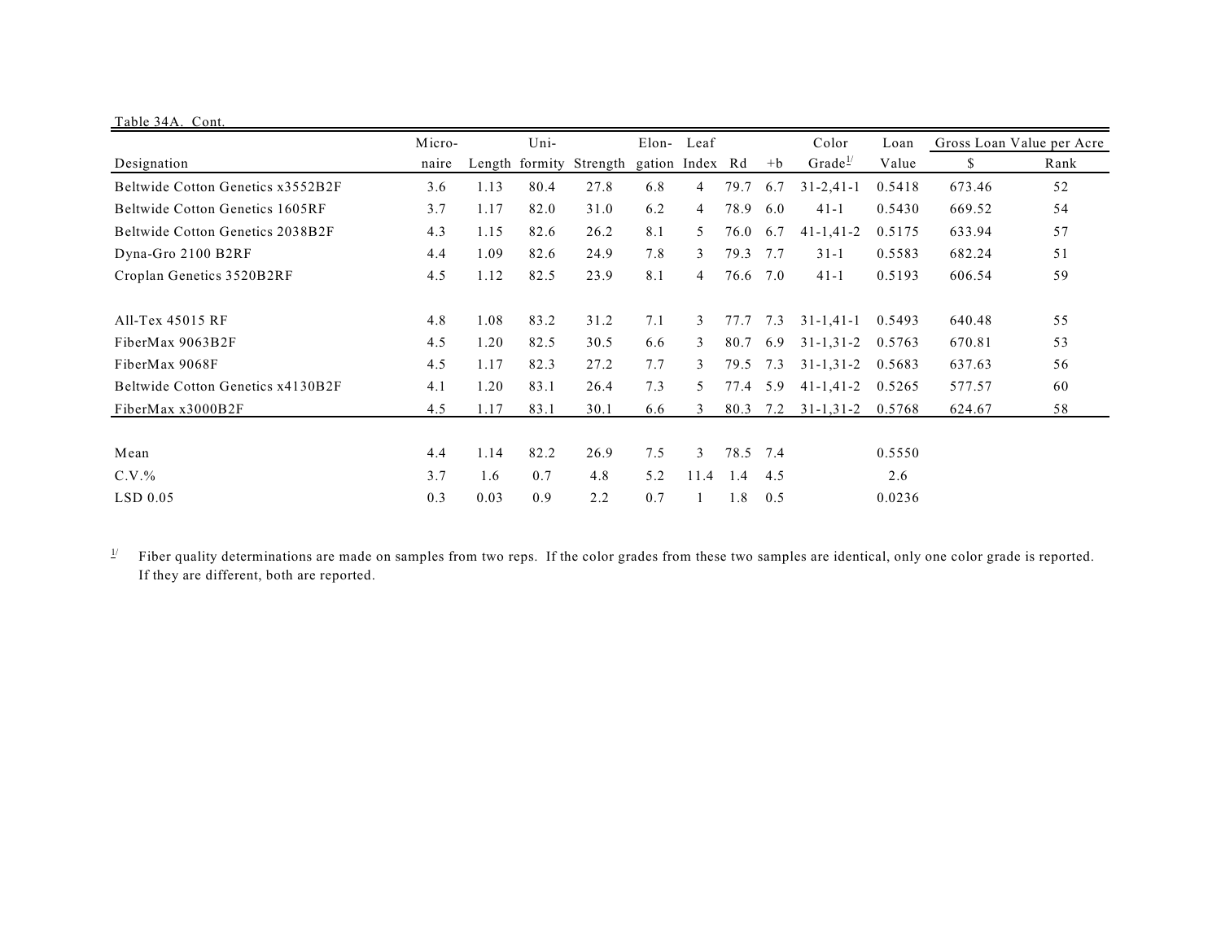Table 34A. Cont.

| Designation | Micro-naire | Length | Uni-formity | Strength | Elon-gation | Leaf Index | Rd | +b | Color Grade[1/] | Loan Value | Gross Loan Value per Acre $ | Rank |
|---|---|---|---|---|---|---|---|---|---|---|---|---|
| Beltwide Cotton Genetics x3552B2F | 3.6 | 1.13 | 80.4 | 27.8 | 6.8 | 4 | 79.7 | 6.7 | 31-2,41-1 | 0.5418 | 673.46 | 52 |
| Beltwide Cotton Genetics 1605RF | 3.7 | 1.17 | 82.0 | 31.0 | 6.2 | 4 | 78.9 | 6.0 | 41-1 | 0.5430 | 669.52 | 54 |
| Beltwide Cotton Genetics 2038B2F | 4.3 | 1.15 | 82.6 | 26.2 | 8.1 | 5 | 76.0 | 6.7 | 41-1,41-2 | 0.5175 | 633.94 | 57 |
| Dyna-Gro 2100 B2RF | 4.4 | 1.09 | 82.6 | 24.9 | 7.8 | 3 | 79.3 | 7.7 | 31-1 | 0.5583 | 682.24 | 51 |
| Croplan Genetics 3520B2RF | 4.5 | 1.12 | 82.5 | 23.9 | 8.1 | 4 | 76.6 | 7.0 | 41-1 | 0.5193 | 606.54 | 59 |
| All-Tex 45015 RF | 4.8 | 1.08 | 83.2 | 31.2 | 7.1 | 3 | 77.7 | 7.3 | 31-1,41-1 | 0.5493 | 640.48 | 55 |
| FiberMax 9063B2F | 4.5 | 1.20 | 82.5 | 30.5 | 6.6 | 3 | 80.7 | 6.9 | 31-1,31-2 | 0.5763 | 670.81 | 53 |
| FiberMax 9068F | 4.5 | 1.17 | 82.3 | 27.2 | 7.7 | 3 | 79.5 | 7.3 | 31-1,31-2 | 0.5683 | 637.63 | 56 |
| Beltwide Cotton Genetics x4130B2F | 4.1 | 1.20 | 83.1 | 26.4 | 7.3 | 5 | 77.4 | 5.9 | 41-1,41-2 | 0.5265 | 577.57 | 60 |
| FiberMax x3000B2F | 4.5 | 1.17 | 83.1 | 30.1 | 6.6 | 3 | 80.3 | 7.2 | 31-1,31-2 | 0.5768 | 624.67 | 58 |
| Mean | 4.4 | 1.14 | 82.2 | 26.9 | 7.5 | 3 | 78.5 | 7.4 | | 0.5550 | | |
| C.V.% | 3.7 | 1.6 | 0.7 | 4.8 | 5.2 | 11.4 | 1.4 | 4.5 | | 2.6 | | |
| LSD 0.05 | 0.3 | 0.03 | 0.9 | 2.2 | 0.7 | 1 | 1.8 | 0.5 | | 0.0236 | | |

[1/] Fiber quality determinations are made on samples from two reps. If the color grades from these two samples are identical, only one color grade is reported. If they are different, both are reported.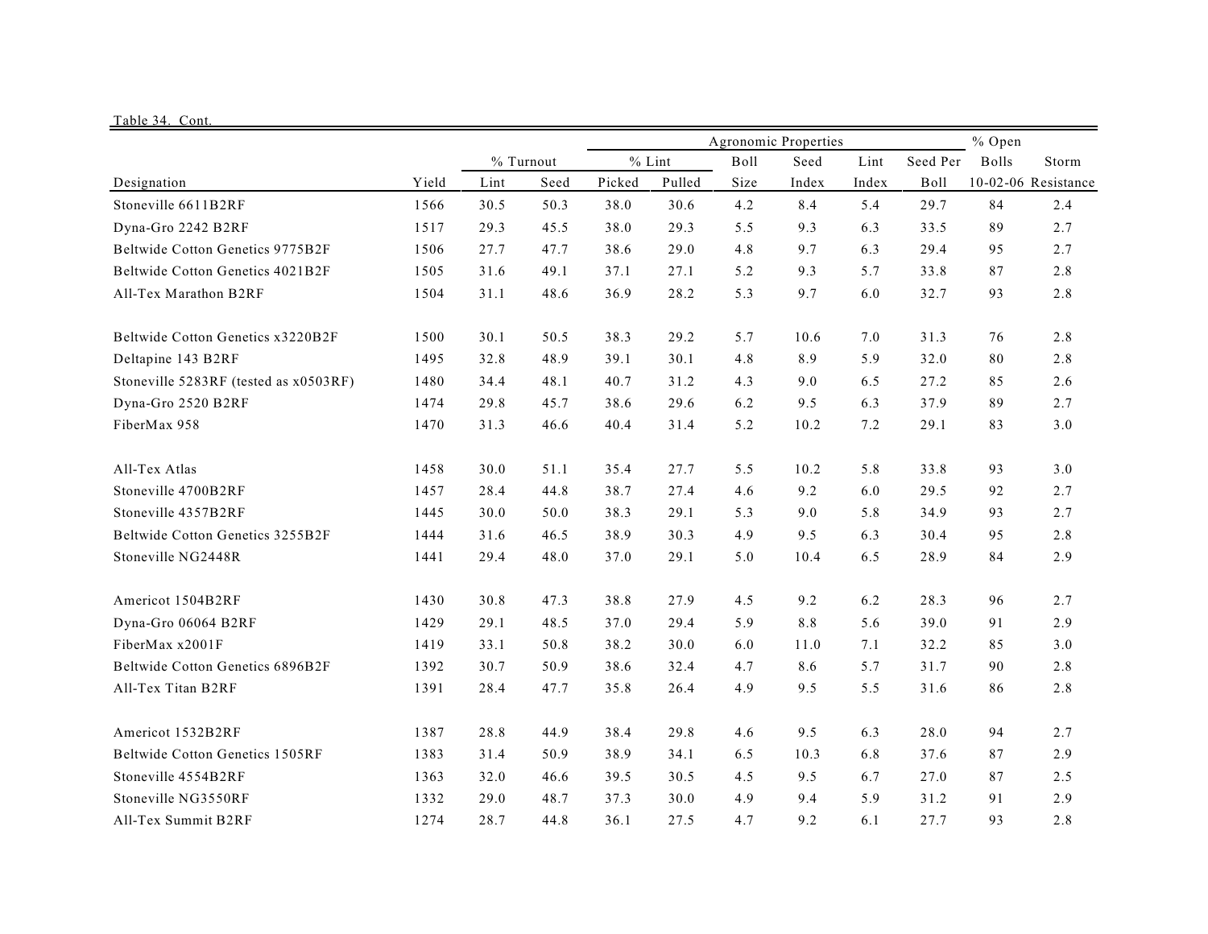Table 34. Cont.

| Designation | Yield | % Turnout | | % Lint | | Agronomic Properties | | | | % Open Bolls | Storm |
|---|---|---|---|---|---|---|---|---|---|---|---|
| | | Lint | Seed | Picked | Pulled | Boll Size | Seed Index | Lint Index | Seed Per Boll | 10-02-06 | Resistance |
| Stoneville 6611B2RF | 1566 | 30.5 | 50.3 | 38.0 | 30.6 | 4.2 | 8.4 | 5.4 | 29.7 | 84 | 2.4 |
| Dyna-Gro 2242 B2RF | 1517 | 29.3 | 45.5 | 38.0 | 29.3 | 5.5 | 9.3 | 6.3 | 33.5 | 89 | 2.7 |
| Beltwide Cotton Genetics 9775B2F | 1506 | 27.7 | 47.7 | 38.6 | 29.0 | 4.8 | 9.7 | 6.3 | 29.4 | 95 | 2.7 |
| Beltwide Cotton Genetics 4021B2F | 1505 | 31.6 | 49.1 | 37.1 | 27.1 | 5.2 | 9.3 | 5.7 | 33.8 | 87 | 2.8 |
| All-Tex Marathon B2RF | 1504 | 31.1 | 48.6 | 36.9 | 28.2 | 5.3 | 9.7 | 6.0 | 32.7 | 93 | 2.8 |
| Beltwide Cotton Genetics x3220B2F | 1500 | 30.1 | 50.5 | 38.3 | 29.2 | 5.7 | 10.6 | 7.0 | 31.3 | 76 | 2.8 |
| Deltapine 143 B2RF | 1495 | 32.8 | 48.9 | 39.1 | 30.1 | 4.8 | 8.9 | 5.9 | 32.0 | 80 | 2.8 |
| Stoneville 5283RF (tested as x0503RF) | 1480 | 34.4 | 48.1 | 40.7 | 31.2 | 4.3 | 9.0 | 6.5 | 27.2 | 85 | 2.6 |
| Dyna-Gro 2520 B2RF | 1474 | 29.8 | 45.7 | 38.6 | 29.6 | 6.2 | 9.5 | 6.3 | 37.9 | 89 | 2.7 |
| FiberMax 958 | 1470 | 31.3 | 46.6 | 40.4 | 31.4 | 5.2 | 10.2 | 7.2 | 29.1 | 83 | 3.0 |
| All-Tex Atlas | 1458 | 30.0 | 51.1 | 35.4 | 27.7 | 5.5 | 10.2 | 5.8 | 33.8 | 93 | 3.0 |
| Stoneville 4700B2RF | 1457 | 28.4 | 44.8 | 38.7 | 27.4 | 4.6 | 9.2 | 6.0 | 29.5 | 92 | 2.7 |
| Stoneville 4357B2RF | 1445 | 30.0 | 50.0 | 38.3 | 29.1 | 5.3 | 9.0 | 5.8 | 34.9 | 93 | 2.7 |
| Beltwide Cotton Genetics 3255B2F | 1444 | 31.6 | 46.5 | 38.9 | 30.3 | 4.9 | 9.5 | 6.3 | 30.4 | 95 | 2.8 |
| Stoneville NG2448R | 1441 | 29.4 | 48.0 | 37.0 | 29.1 | 5.0 | 10.4 | 6.5 | 28.9 | 84 | 2.9 |
| Americot 1504B2RF | 1430 | 30.8 | 47.3 | 38.8 | 27.9 | 4.5 | 9.2 | 6.2 | 28.3 | 96 | 2.7 |
| Dyna-Gro 06064 B2RF | 1429 | 29.1 | 48.5 | 37.0 | 29.4 | 5.9 | 8.8 | 5.6 | 39.0 | 91 | 2.9 |
| FiberMax x2001F | 1419 | 33.1 | 50.8 | 38.2 | 30.0 | 6.0 | 11.0 | 7.1 | 32.2 | 85 | 3.0 |
| Beltwide Cotton Genetics 6896B2F | 1392 | 30.7 | 50.9 | 38.6 | 32.4 | 4.7 | 8.6 | 5.7 | 31.7 | 90 | 2.8 |
| All-Tex Titan B2RF | 1391 | 28.4 | 47.7 | 35.8 | 26.4 | 4.9 | 9.5 | 5.5 | 31.6 | 86 | 2.8 |
| Americot 1532B2RF | 1387 | 28.8 | 44.9 | 38.4 | 29.8 | 4.6 | 9.5 | 6.3 | 28.0 | 94 | 2.7 |
| Beltwide Cotton Genetics 1505RF | 1383 | 31.4 | 50.9 | 38.9 | 34.1 | 6.5 | 10.3 | 6.8 | 37.6 | 87 | 2.9 |
| Stoneville 4554B2RF | 1363 | 32.0 | 46.6 | 39.5 | 30.5 | 4.5 | 9.5 | 6.7 | 27.0 | 87 | 2.5 |
| Stoneville NG3550RF | 1332 | 29.0 | 48.7 | 37.3 | 30.0 | 4.9 | 9.4 | 5.9 | 31.2 | 91 | 2.9 |
| All-Tex Summit B2RF | 1274 | 28.7 | 44.8 | 36.1 | 27.5 | 4.7 | 9.2 | 6.1 | 27.7 | 93 | 2.8 |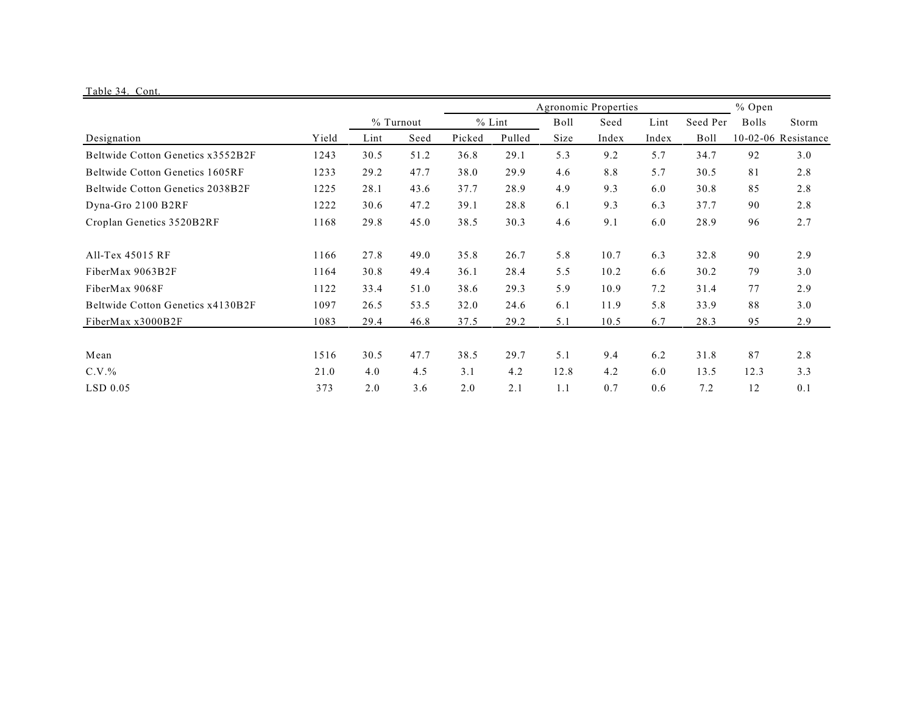Table 34. Cont.

| | | | | | | Agronomic Properties | | | | % Open | |
|---|---|---|---|---|---|---|---|---|---|---|---|
| | | % Turnout | | % Lint | | Boll | Seed | Lint | Seed Per | Bolls | Storm |
| Designation | Yield | Lint | Seed | Picked | Pulled | Size | Index | Index | Boll | 10-02-06 | Resistance |
| Beltwide Cotton Genetics x3552B2F | 1243 | 30.5 | 51.2 | 36.8 | 29.1 | 5.3 | 9.2 | 5.7 | 34.7 | 92 | 3.0 |
| Beltwide Cotton Genetics 1605RF | 1233 | 29.2 | 47.7 | 38.0 | 29.9 | 4.6 | 8.8 | 5.7 | 30.5 | 81 | 2.8 |
| Beltwide Cotton Genetics 2038B2F | 1225 | 28.1 | 43.6 | 37.7 | 28.9 | 4.9 | 9.3 | 6.0 | 30.8 | 85 | 2.8 |
| Dyna-Gro 2100 B2RF | 1222 | 30.6 | 47.2 | 39.1 | 28.8 | 6.1 | 9.3 | 6.3 | 37.7 | 90 | 2.8 |
| Croplan Genetics 3520B2RF | 1168 | 29.8 | 45.0 | 38.5 | 30.3 | 4.6 | 9.1 | 6.0 | 28.9 | 96 | 2.7 |
| All-Tex 45015 RF | 1166 | 27.8 | 49.0 | 35.8 | 26.7 | 5.8 | 10.7 | 6.3 | 32.8 | 90 | 2.9 |
| FiberMax 9063B2F | 1164 | 30.8 | 49.4 | 36.1 | 28.4 | 5.5 | 10.2 | 6.6 | 30.2 | 79 | 3.0 |
| FiberMax 9068F | 1122 | 33.4 | 51.0 | 38.6 | 29.3 | 5.9 | 10.9 | 7.2 | 31.4 | 77 | 2.9 |
| Beltwide Cotton Genetics x4130B2F | 1097 | 26.5 | 53.5 | 32.0 | 24.6 | 6.1 | 11.9 | 5.8 | 33.9 | 88 | 3.0 |
| FiberMax x3000B2F | 1083 | 29.4 | 46.8 | 37.5 | 29.2 | 5.1 | 10.5 | 6.7 | 28.3 | 95 | 2.9 |
| Mean | 1516 | 30.5 | 47.7 | 38.5 | 29.7 | 5.1 | 9.4 | 6.2 | 31.8 | 87 | 2.8 |
| C.V.% | 21.0 | 4.0 | 4.5 | 3.1 | 4.2 | 12.8 | 4.2 | 6.0 | 13.5 | 12.3 | 3.3 |
| LSD 0.05 | 373 | 2.0 | 3.6 | 2.0 | 2.1 | 1.1 | 0.7 | 0.6 | 7.2 | 12 | 0.1 |